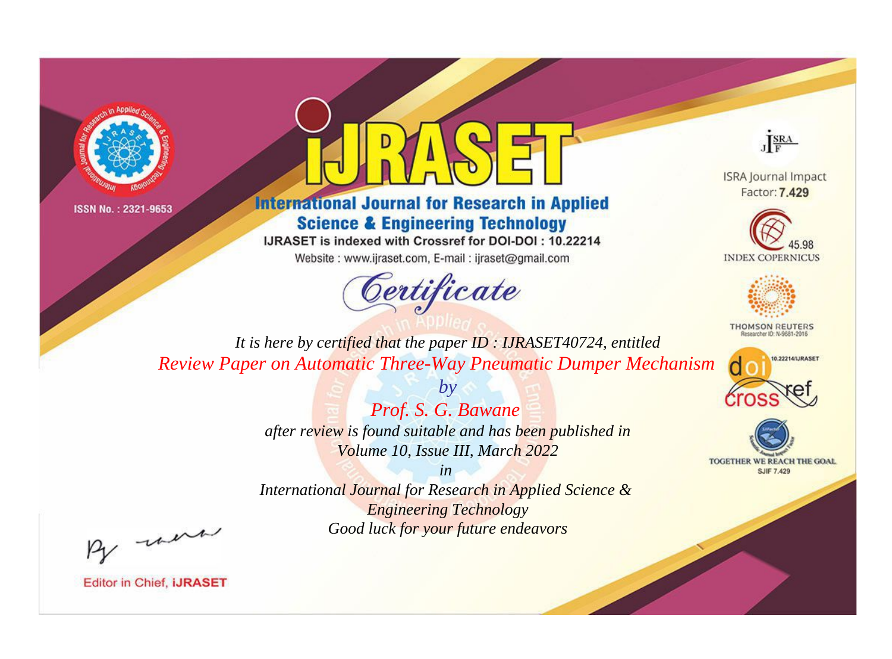ISSN No. : 2321-9653

# iJRASET

## International Journal for Research in Applied Science & Engineering Technology

IJRASET is indexed with Crossref for DOI-DOI : 10.22214

Website : www.ijraset.com, E-mail : ijraset@gmail.com

ISRA Journal Impact Factor: **7.429**

45.98 INDEX COPERNICUS

THOMSON REUTERS Researcher ID: N-9681-2016

10.22214/IJRASET

TOGETHER WE REACH THE GOAL SJIF 7.429

# Certificate

*It is here by certified that the paper ID : IJRASET40724, entitled*

*Review Paper on Automatic Three-Way Pneumatic Dumper Mechanism*

*by*

*Prof. S. G. Bawane*

*after review is found suitable and has been published in*

*Volume 10, Issue III, March 2022*

*in*

*International Journal for Research in Applied Science & Engineering Technology*

*Good luck for your future endeavors*

Editor in Chief, **iJRASET**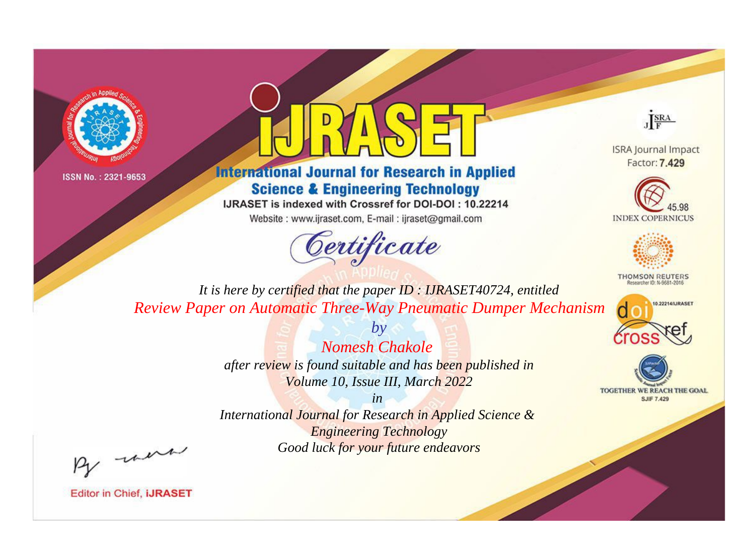ISSN No. : 2321-9653

# IJRASET

## International Journal for Research in Applied Science & Engineering Technology

IJRASET is indexed with Crossref for DOI-DOI : 10.22214

Website : www.ijraset.com, E-mail : ijraset@gmail.com

## Certificate

*It is here by certified that the paper ID : IJRASET40724, entitled*

*Review Paper on Automatic Three-Way Pneumatic Dumper Mechanism*

*by*

*Nomesh Chakole*

*after review is found suitable and has been published in*

*Volume 10, Issue III, March 2022*

*in*

*International Journal for Research in Applied Science & Engineering Technology*

*Good luck for your future endeavors*

ISRA Journal Impact Factor: **7.429**

45.98 INDEX COPERNICUS

THOMSON REUTERS Researcher ID: N-9681-2016

10.22214/IJRASET

TOGETHER WE REACH THE GOAL SJIF 7.429

Editor in Chief, **iJRASET**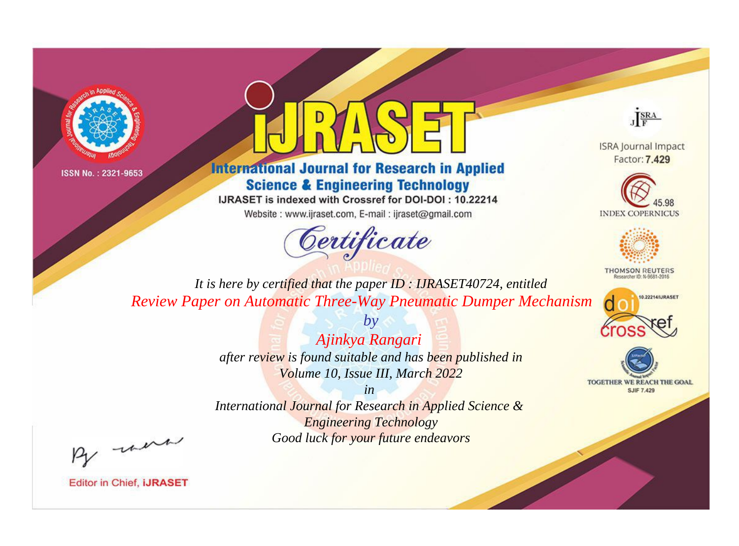ISSN No. : 2321-9653

# iJRASET

## International Journal for Research in Applied Science & Engineering Technology

IJRASET is indexed with Crossref for DOI-DOI : 10.22214

Website : www.ijraset.com, E-mail : ijraset@gmail.com

ISRA Journal Impact Factor: **7.429**

45.98 INDEX COPERNICUS

THOMSON REUTERS Researcher ID: N-9681-2016

10.22214/IJRASET

TOGETHER WE REACH THE GOAL SJIF 7.429

# *Certificate*

*It is here by certified that the paper ID : IJRASET40724, entitled*

*Review Paper on Automatic Three-Way Pneumatic Dumper Mechanism*

*by*

*Ajinkya Rangari*

*after review is found suitable and has been published in*

*Volume 10, Issue III, March 2022*

*in*

*International Journal for Research in Applied Science & Engineering Technology*

*Good luck for your future endeavors*

Editor in Chief, **iJRASET**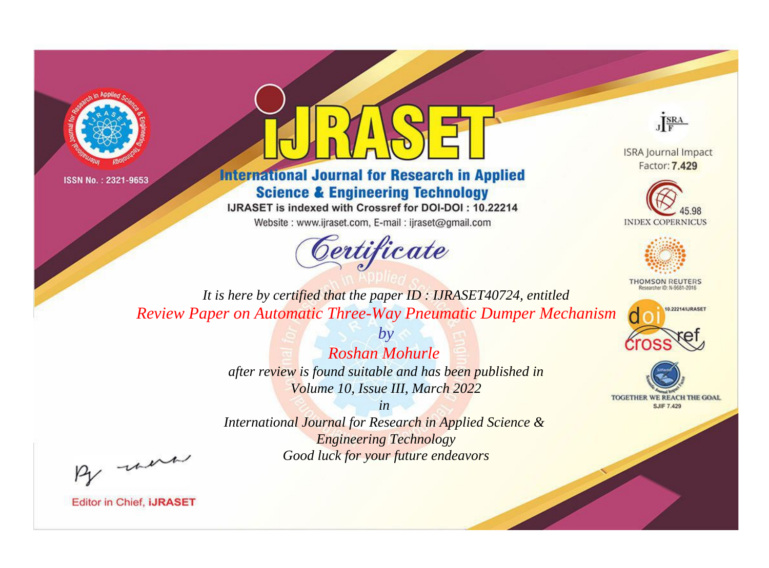ISSN No. : 2321-9653

# IJRASET

## International Journal for Research in Applied Science & Engineering Technology

IJRASET is indexed with Crossref for DOI-DOI : 10.22214

Website : www.ijraset.com, E-mail : ijraset@gmail.com

## Certificate

*It is here by certified that the paper ID : IJRASET40724, entitled*

*Review Paper on Automatic Three-Way Pneumatic Dumper Mechanism*

*by*

*Roshan Mohurle*

*after review is found suitable and has been published in*

*Volume 10, Issue III, March 2022*

*in*

*International Journal for Research in Applied Science & Engineering Technology*

*Good luck for your future endeavors*

ISRA Journal Impact Factor: **7.429**

45.98 INDEX COPERNICUS

THOMSON REUTERS Researcher ID: N-9681-2016

10.22214/IJRASET

TOGETHER WE REACH THE GOAL SJIF 7.429

Editor in Chief, **iJRASET**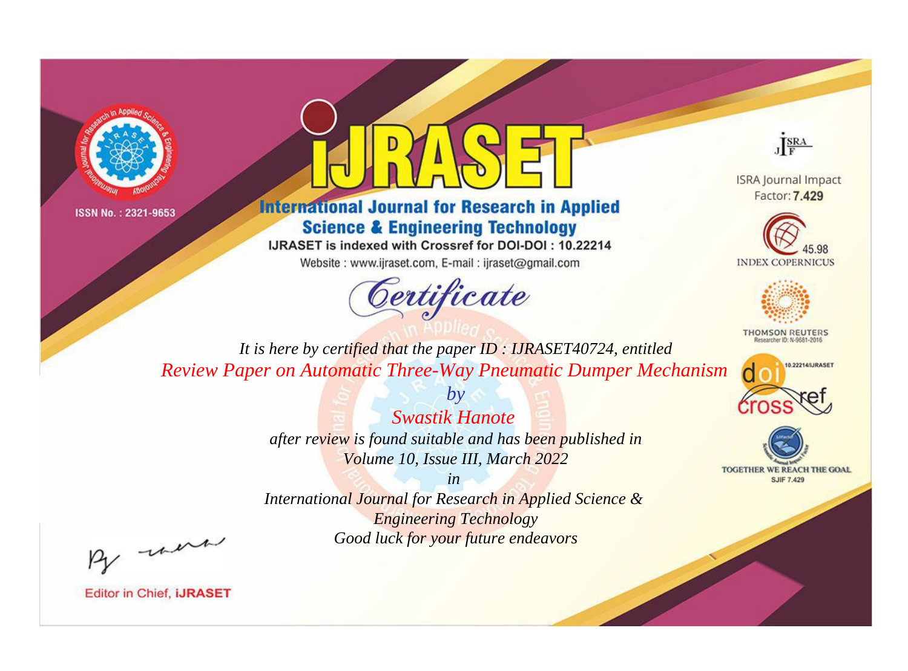ISSN No. : 2321-9653

# iJRASET

## International Journal for Research in Applied Science & Engineering Technology

IJRASET is indexed with Crossref for DOI-DOI : 10.22214

Website : www.ijraset.com, E-mail : ijraset@gmail.com

*Certificate*

*It is here by certified that the paper ID : IJRASET40724, entitled*

*Review Paper on Automatic Three-Way Pneumatic Dumper Mechanism*

*by*

*Swastik Hanote*

*after review is found suitable and has been published in*

*Volume 10, Issue III, March 2022*

*in*

*International Journal for Research in Applied Science & Engineering Technology*

*Good luck for your future endeavors*

ISRA Journal Impact Factor: **7.429**

45.98 INDEX COPERNICUS

THOMSON REUTERS Researcher ID: N-9681-2016

10.22214/IJRASET

TOGETHER WE REACH THE GOAL SJIF 7.429

Editor in Chief, **iJRASET**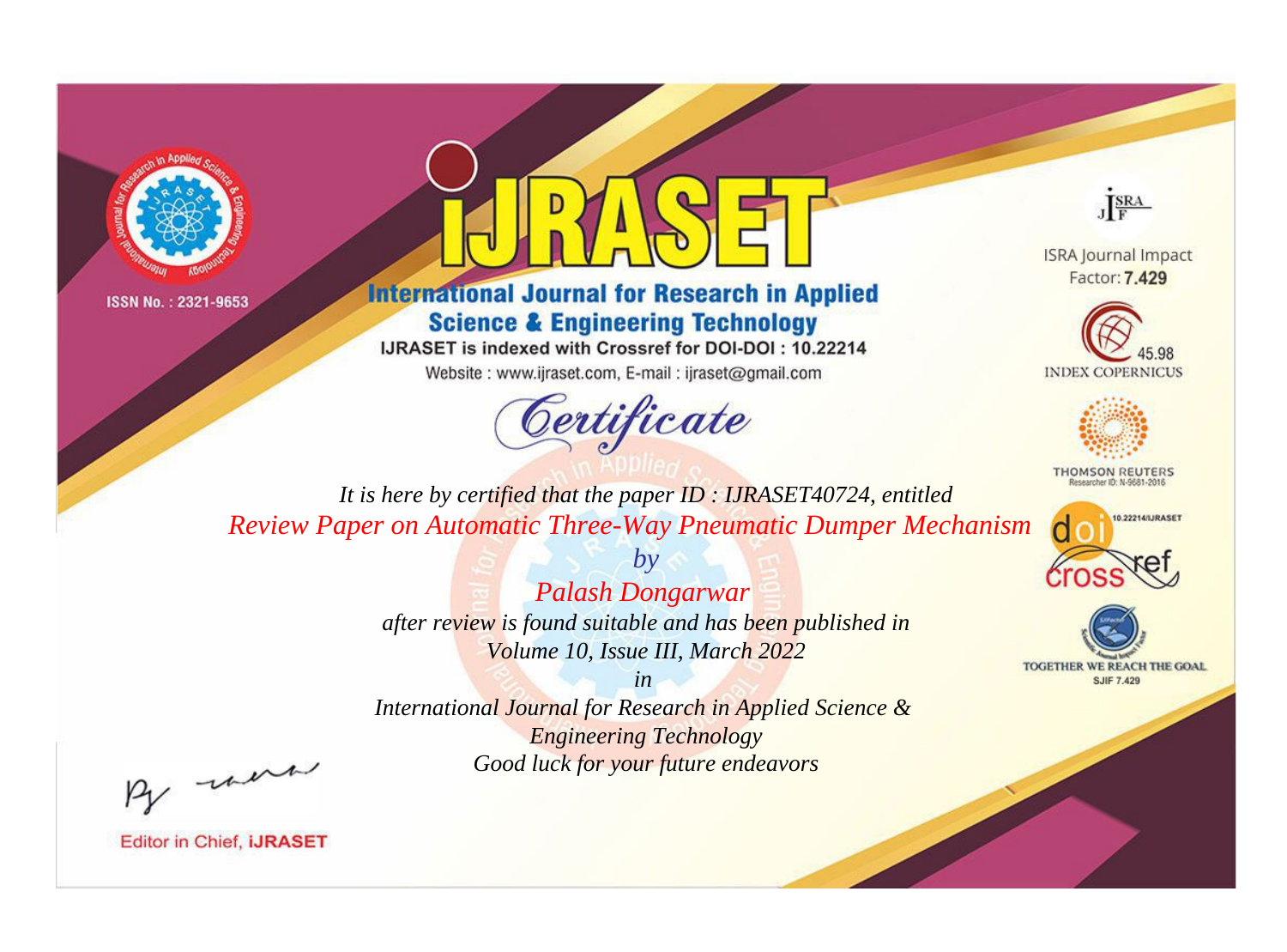ISSN No. : 2321-9653

# IJRASET

## International Journal for Research in Applied Science & Engineering Technology

IJRASET is indexed with Crossref for DOI-DOI : 10.22214

Website : www.ijraset.com, E-mail : ijraset@gmail.com

*Certificate*

*It is here by certified that the paper ID : IJRASET40724, entitled*

*Review Paper on Automatic Three-Way Pneumatic Dumper Mechanism*

*by*

*Palash Dongarwar*

*after review is found suitable and has been published in*

*Volume 10, Issue III, March 2022*

*in*

*International Journal for Research in Applied Science & Engineering Technology*

*Good luck for your future endeavors*

ISRA Journal Impact Factor: **7.429**

45.98 INDEX COPERNICUS

THOMSON REUTERS Researcher ID: N-9681-2016

10.22214/IJRASET

TOGETHER WE REACH THE GOAL SJIF 7.429

Editor in Chief, **iJRASET**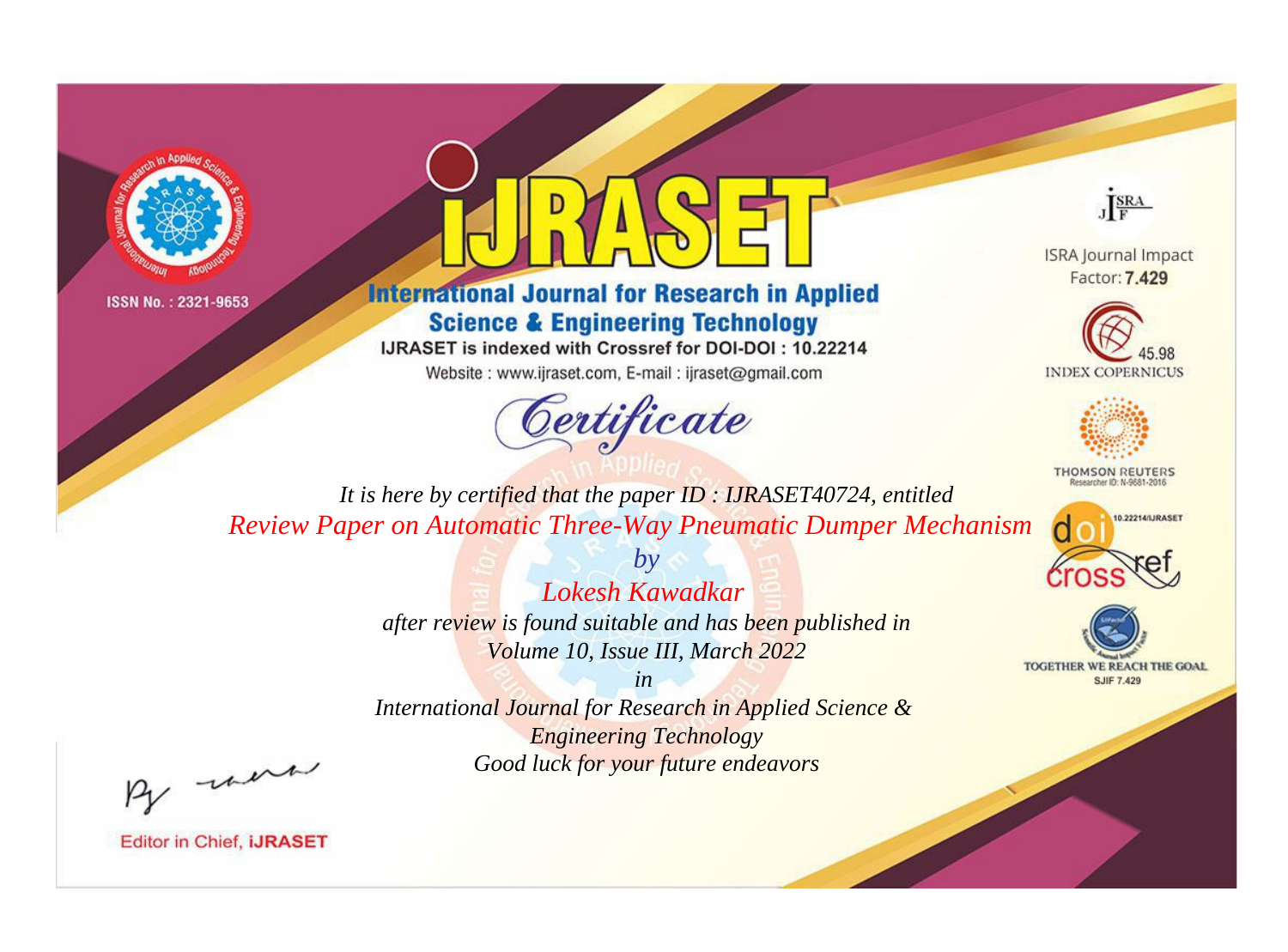ISSN No. : 2321-9653

# IJRASET

## International Journal for Research in Applied Science & Engineering Technology

IJRASET is indexed with Crossref for DOI-DOI : 10.22214

Website : www.ijraset.com, E-mail : ijraset@gmail.com

## Certificate

*It is here by certified that the paper ID : IJRASET40724, entitled*

*Review Paper on Automatic Three-Way Pneumatic Dumper Mechanism*

*by*

*Lokesh Kawadkar*

*after review is found suitable and has been published in*

*Volume 10, Issue III, March 2022*

*in*

*International Journal for Research in Applied Science & Engineering Technology*

*Good luck for your future endeavors*

ISRA Journal Impact Factor: **7.429**

45.98 INDEX COPERNICUS

THOMSON REUTERS Researcher ID: N-9681-2016

10.22214/IJRASET

TOGETHER WE REACH THE GOAL SJIF 7.429

Editor in Chief, **iJRASET**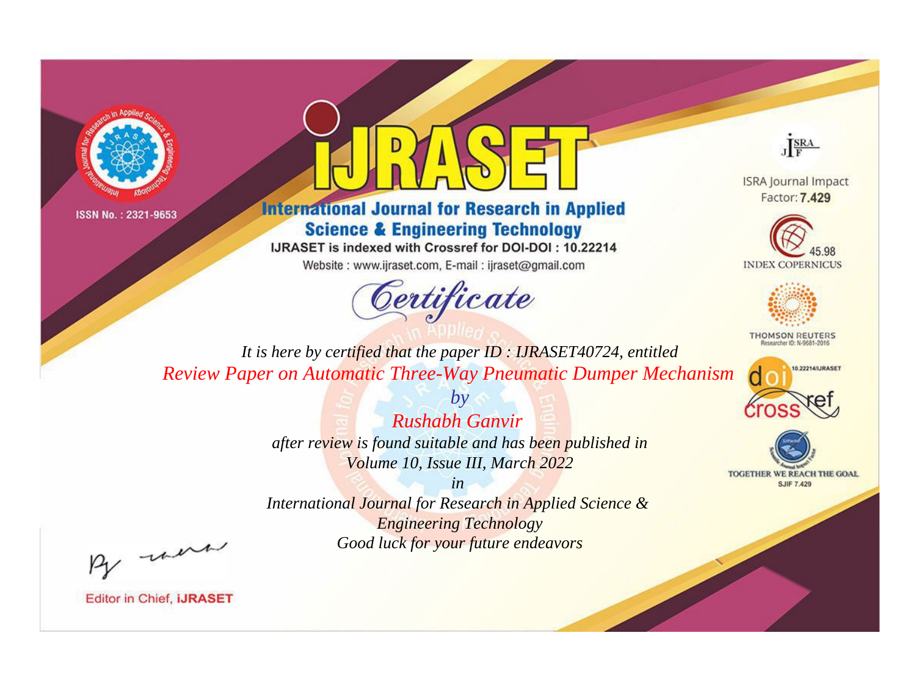ISSN No. : 2321-9653

# iJRASET

## International Journal for Research in Applied Science & Engineering Technology

IJRASET is indexed with Crossref for DOI-DOI : 10.22214

Website : www.ijraset.com, E-mail : ijraset@gmail.com

ISRA Journal Impact Factor: **7.429**

45.98 INDEX COPERNICUS

THOMSON REUTERS Researcher ID: N-9681-2016

10.22214/IJRASET

TOGETHER WE REACH THE GOAL SJIF 7.429

*Certificate*

*It is here by certified that the paper ID : IJRASET40724, entitled*

*Review Paper on Automatic Three-Way Pneumatic Dumper Mechanism*

*by*

*Rushabh Ganvir*

*after review is found suitable and has been published in*

*Volume 10, Issue III, March 2022*

*in*

*International Journal for Research in Applied Science & Engineering Technology*

*Good luck for your future endeavors*

Editor in Chief, **iJRASET**